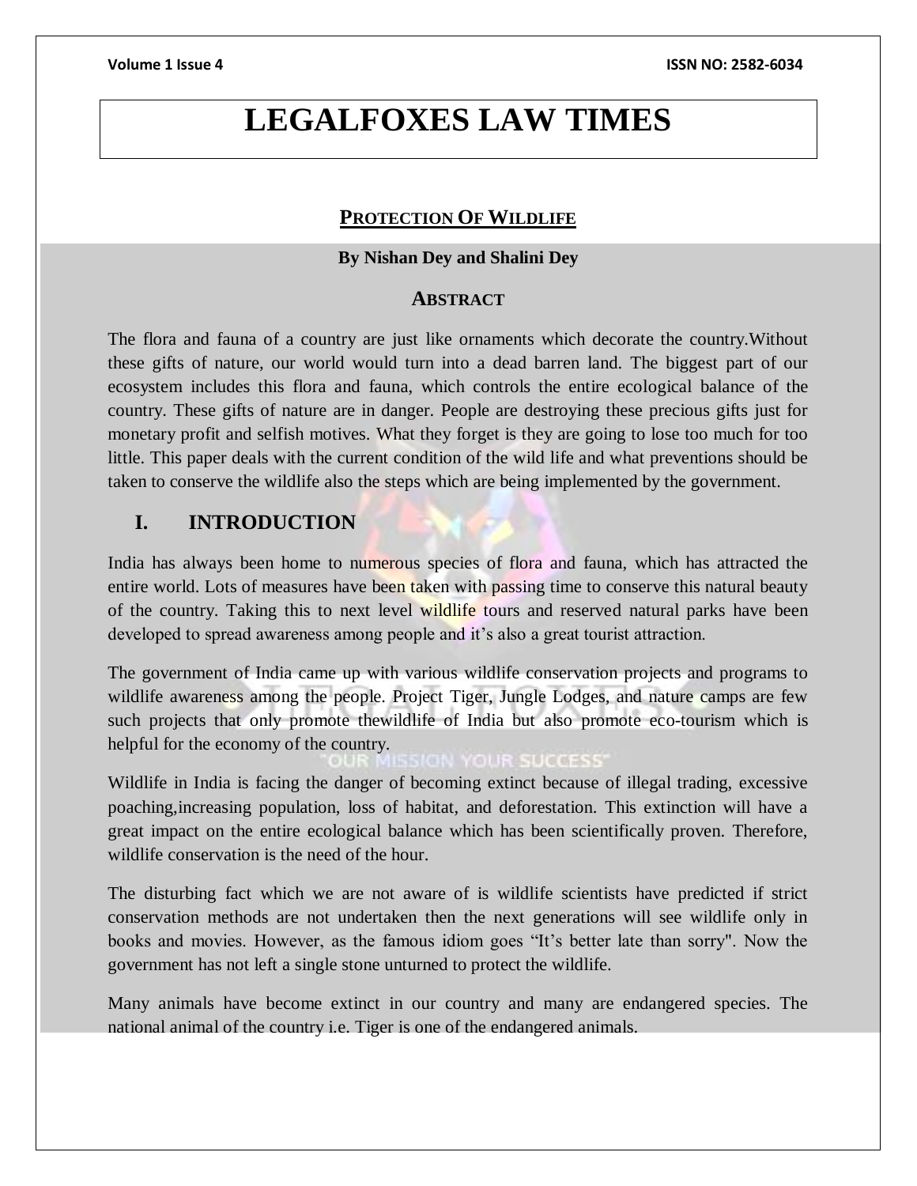# LEGALFOXES LAW TIMES

## PROTECTION OF WILDLIFE

**By Nishan Dey and Shalini Dey**

### ABSTRACT

The flora and fauna of a country are just like ornaments which decorate the country.Without these gifts of nature, our world would turn into a dead barren land. The biggest part of our ecosystem includes this flora and fauna, which controls the entire ecological balance of the country. These gifts of nature are in danger. People are destroying these precious gifts just for monetary profit and selfish motives. What they forget is they are going to lose too much for too little. This paper deals with the current condition of the wild life and what preventions should be taken to conserve the wildlife also the steps which are being implemented by the government.

## I. INTRODUCTION

India has always been home to numerous species of flora and fauna, which has attracted the entire world. Lots of measures have been taken with passing time to conserve this natural beauty of the country. Taking this to next level wildlife tours and reserved natural parks have been developed to spread awareness among people and it's also a great tourist attraction.

The government of India came up with various wildlife conservation projects and programs to wildlife awareness among the people. Project Tiger, Jungle Lodges, and nature camps are few such projects that only promote thewildlife of India but also promote eco-tourism which is helpful for the economy of the country.

Wildlife in India is facing the danger of becoming extinct because of illegal trading, excessive poaching,increasing population, loss of habitat, and deforestation. This extinction will have a great impact on the entire ecological balance which has been scientifically proven. Therefore, wildlife conservation is the need of the hour.

The disturbing fact which we are not aware of is wildlife scientists have predicted if strict conservation methods are not undertaken then the next generations will see wildlife only in books and movies. However, as the famous idiom goes "It's better late than sorry". Now the government has not left a single stone unturned to protect the wildlife.

Many animals have become extinct in our country and many are endangered species. The national animal of the country i.e. Tiger is one of the endangered animals.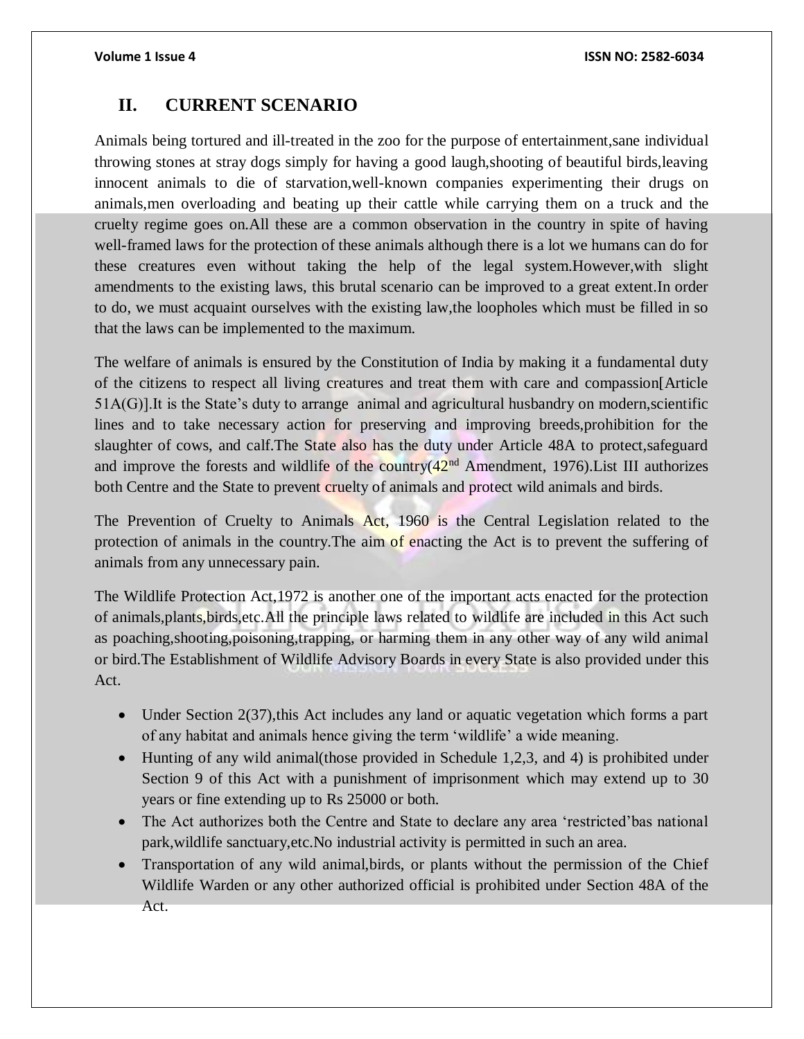## II. CURRENT SCENARIO

Animals being tortured and ill-treated in the zoo for the purpose of entertainment,sane individual throwing stones at stray dogs simply for having a good laugh,shooting of beautiful birds,leaving innocent animals to die of starvation,well-known companies experimenting their drugs on animals,men overloading and beating up their cattle while carrying them on a truck and the cruelty regime goes on.All these are a common observation in the country in spite of having well-framed laws for the protection of these animals although there is a lot we humans can do for these creatures even without taking the help of the legal system.However,with slight amendments to the existing laws, this brutal scenario can be improved to a great extent.In order to do, we must acquaint ourselves with the existing law,the loopholes which must be filled in so that the laws can be implemented to the maximum.

The welfare of animals is ensured by the Constitution of India by making it a fundamental duty of the citizens to respect all living creatures and treat them with care and compassion[Article 51A(G)].It is the State's duty to arrange animal and agricultural husbandry on modern,scientific lines and to take necessary action for preserving and improving breeds,prohibition for the slaughter of cows, and calf.The State also has the duty under Article 48A to protect,safeguard and improve the forests and wildlife of the country(42nd Amendment, 1976).List III authorizes both Centre and the State to prevent cruelty of animals and protect wild animals and birds.

The Prevention of Cruelty to Animals Act, 1960 is the Central Legislation related to the protection of animals in the country.The aim of enacting the Act is to prevent the suffering of animals from any unnecessary pain.

The Wildlife Protection Act,1972 is another one of the important acts enacted for the protection of animals,plants,birds,etc.All the principle laws related to wildlife are included in this Act such as poaching,shooting,poisoning,trapping, or harming them in any other way of any wild animal or bird.The Establishment of Wildlife Advisory Boards in every State is also provided under this Act.

- Under Section 2(37),this Act includes any land or aquatic vegetation which forms a part of any habitat and animals hence giving the term 'wildlife' a wide meaning.
- Hunting of any wild animal(those provided in Schedule 1,2,3, and 4) is prohibited under Section 9 of this Act with a punishment of imprisonment which may extend up to 30 years or fine extending up to Rs 25000 or both.
- The Act authorizes both the Centre and State to declare any area 'restricted'bas national park,wildlife sanctuary,etc.No industrial activity is permitted in such an area.
- Transportation of any wild animal,birds, or plants without the permission of the Chief Wildlife Warden or any other authorized official is prohibited under Section 48A of the Act.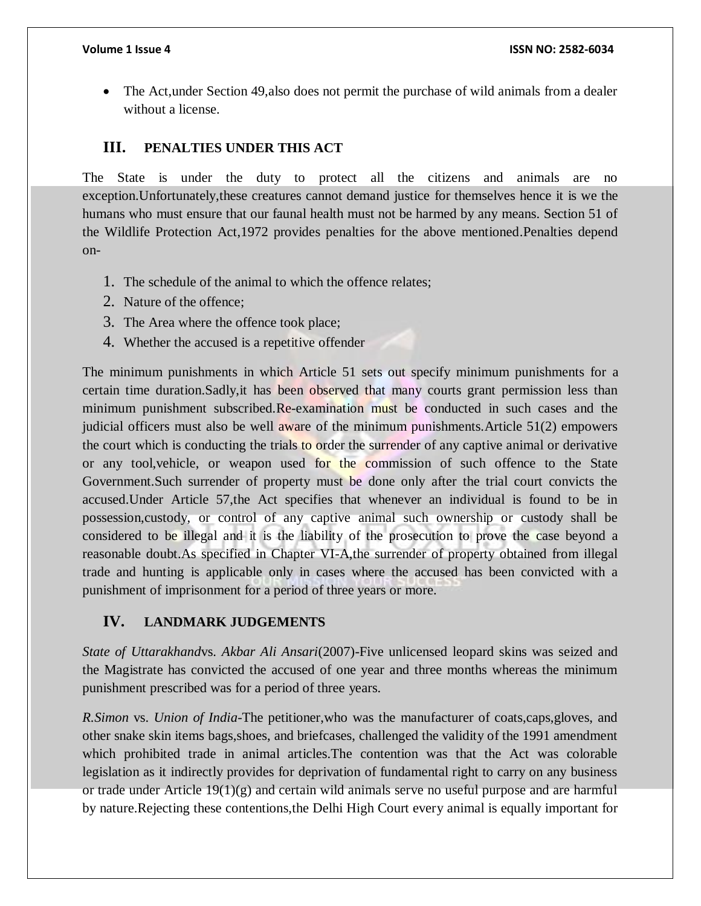- The Act,under Section 49,also does not permit the purchase of wild animals from a dealer without a license.

## III. PENALTIES UNDER THIS ACT

The State is under the duty to protect all the citizens and animals are no exception.Unfortunately,these creatures cannot demand justice for themselves hence it is we the humans who must ensure that our faunal health must not be harmed by any means. Section 51 of the Wildlife Protection Act,1972 provides penalties for the above mentioned.Penalties depend on-

1. The schedule of the animal to which the offence relates;
2. Nature of the offence;
3. The Area where the offence took place;
4. Whether the accused is a repetitive offender

The minimum punishments in which Article 51 sets out specify minimum punishments for a certain time duration.Sadly,it has been observed that many courts grant permission less than minimum punishment subscribed.Re-examination must be conducted in such cases and the judicial officers must also be well aware of the minimum punishments.Article 51(2) empowers the court which is conducting the trials to order the surrender of any captive animal or derivative or any tool,vehicle, or weapon used for the commission of such offence to the State Government.Such surrender of property must be done only after the trial court convicts the accused.Under Article 57,the Act specifies that whenever an individual is found to be in possession,custody, or control of any captive animal such ownership or custody shall be considered to be illegal and it is the liability of the prosecution to prove the case beyond a reasonable doubt.As specified in Chapter VI-A,the surrender of property obtained from illegal trade and hunting is applicable only in cases where the accused has been convicted with a punishment of imprisonment for a period of three years or more.

## IV. LANDMARK JUDGEMENTS

*State of Uttarakhand*vs. *Akbar Ali Ansari*(2007)-Five unlicensed leopard skins was seized and the Magistrate has convicted the accused of one year and three months whereas the minimum punishment prescribed was for a period of three years.

*R.Simon* vs. *Union of India*-The petitioner,who was the manufacturer of coats,caps,gloves, and other snake skin items bags,shoes, and briefcases, challenged the validity of the 1991 amendment which prohibited trade in animal articles.The contention was that the Act was colorable legislation as it indirectly provides for deprivation of fundamental right to carry on any business or trade under Article 19(1)(g) and certain wild animals serve no useful purpose and are harmful by nature.Rejecting these contentions,the Delhi High Court every animal is equally important for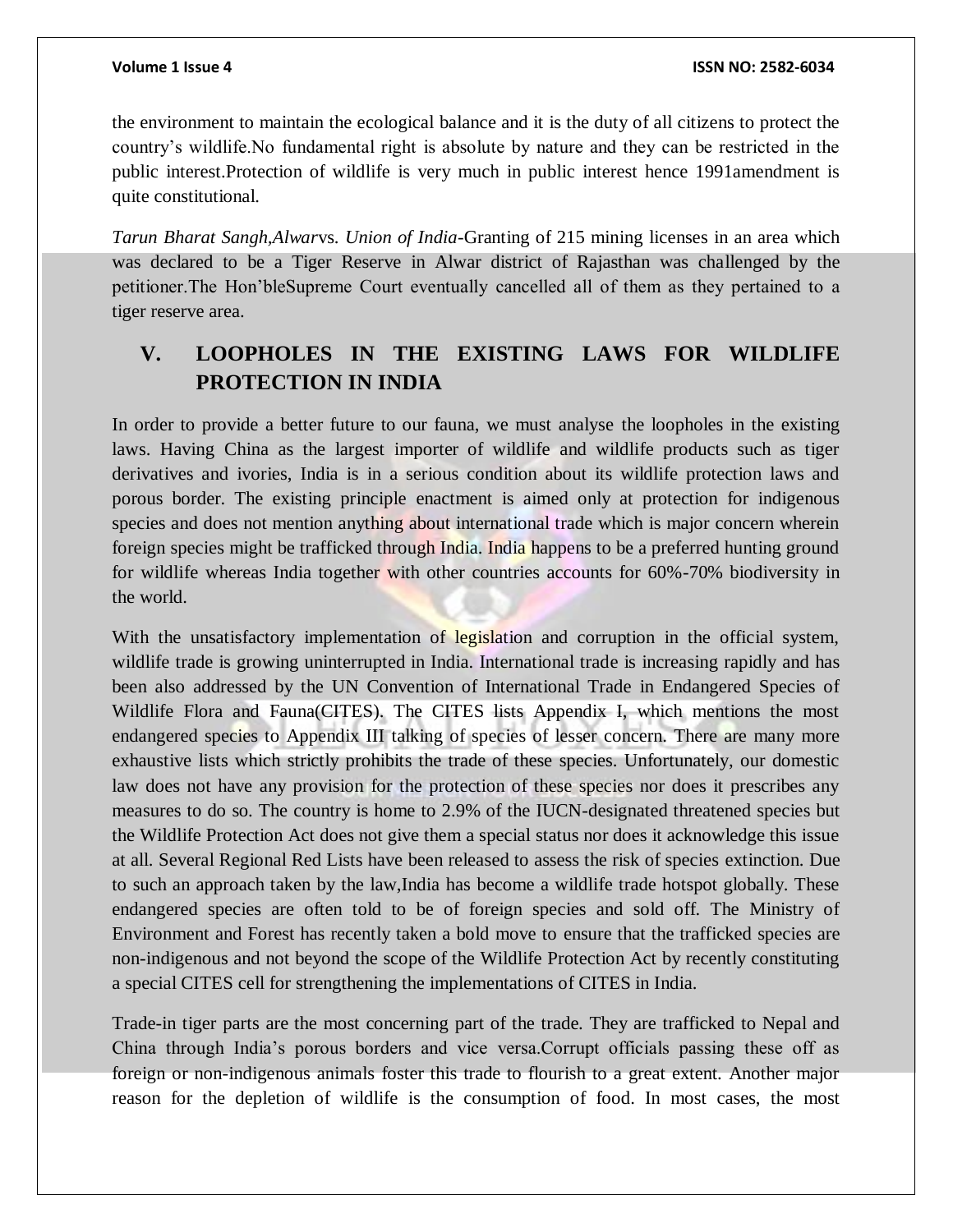the environment to maintain the ecological balance and it is the duty of all citizens to protect the country's wildlife.No fundamental right is absolute by nature and they can be restricted in the public interest.Protection of wildlife is very much in public interest hence 1991amendment is quite constitutional.

*Tarun Bharat Sangh,Alwar*vs. *Union of India*-Granting of 215 mining licenses in an area which was declared to be a Tiger Reserve in Alwar district of Rajasthan was challenged by the petitioner.The Hon'bleSupreme Court eventually cancelled all of them as they pertained to a tiger reserve area.

## V. LOOPHOLES IN THE EXISTING LAWS FOR WILDLIFE PROTECTION IN INDIA

In order to provide a better future to our fauna, we must analyse the loopholes in the existing laws. Having China as the largest importer of wildlife and wildlife products such as tiger derivatives and ivories, India is in a serious condition about its wildlife protection laws and porous border. The existing principle enactment is aimed only at protection for indigenous species and does not mention anything about international trade which is major concern wherein foreign species might be trafficked through India. India happens to be a preferred hunting ground for wildlife whereas India together with other countries accounts for 60%-70% biodiversity in the world.

With the unsatisfactory implementation of legislation and corruption in the official system, wildlife trade is growing uninterrupted in India. International trade is increasing rapidly and has been also addressed by the UN Convention of International Trade in Endangered Species of Wildlife Flora and Fauna(CITES). The CITES lists Appendix I, which mentions the most endangered species to Appendix III talking of species of lesser concern. There are many more exhaustive lists which strictly prohibits the trade of these species. Unfortunately, our domestic law does not have any provision for the protection of these species nor does it prescribes any measures to do so. The country is home to 2.9% of the IUCN-designated threatened species but the Wildlife Protection Act does not give them a special status nor does it acknowledge this issue at all. Several Regional Red Lists have been released to assess the risk of species extinction. Due to such an approach taken by the law,India has become a wildlife trade hotspot globally. These endangered species are often told to be of foreign species and sold off. The Ministry of Environment and Forest has recently taken a bold move to ensure that the trafficked species are non-indigenous and not beyond the scope of the Wildlife Protection Act by recently constituting a special CITES cell for strengthening the implementations of CITES in India.

Trade-in tiger parts are the most concerning part of the trade. They are trafficked to Nepal and China through India's porous borders and vice versa.Corrupt officials passing these off as foreign or non-indigenous animals foster this trade to flourish to a great extent. Another major reason for the depletion of wildlife is the consumption of food. In most cases, the most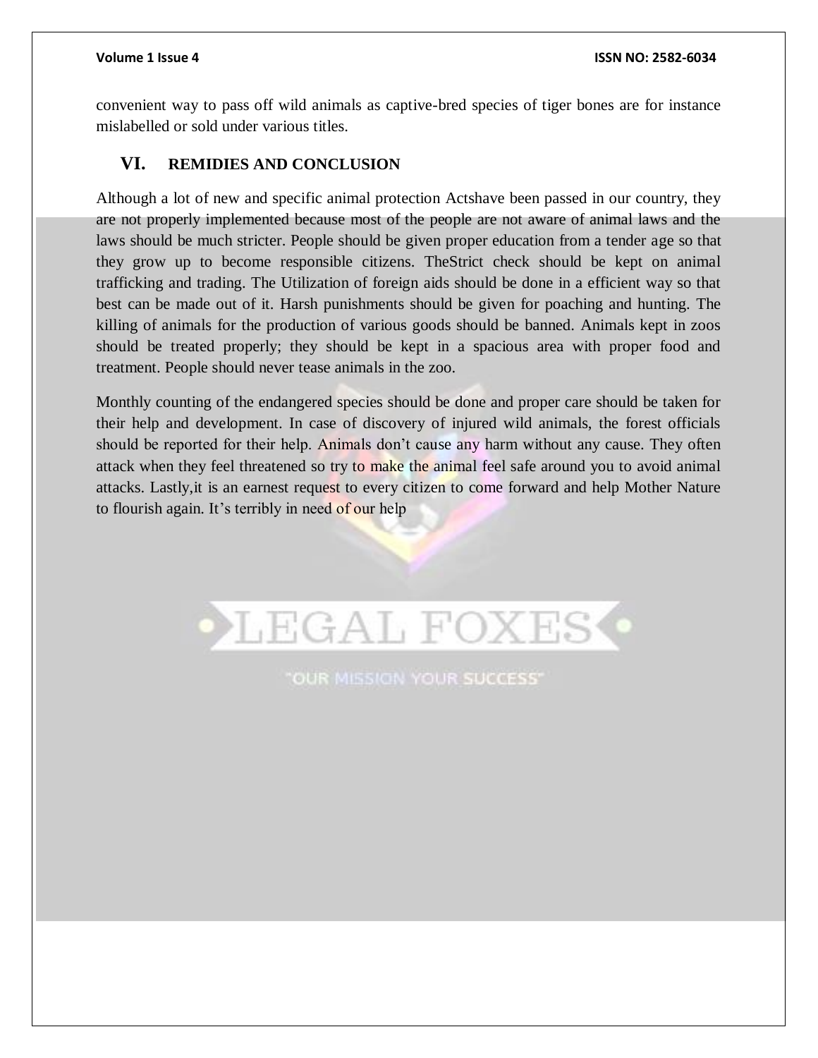convenient way to pass off wild animals as captive-bred species of tiger bones are for instance mislabelled or sold under various titles.

## VI. REMIDIES AND CONCLUSION

Although a lot of new and specific animal protection Actshave been passed in our country, they are not properly implemented because most of the people are not aware of animal laws and the laws should be much stricter. People should be given proper education from a tender age so that they grow up to become responsible citizens. TheStrict check should be kept on animal trafficking and trading. The Utilization of foreign aids should be done in a efficient way so that best can be made out of it. Harsh punishments should be given for poaching and hunting. The killing of animals for the production of various goods should be banned. Animals kept in zoos should be treated properly; they should be kept in a spacious area with proper food and treatment. People should never tease animals in the zoo.

Monthly counting of the endangered species should be done and proper care should be taken for their help and development. In case of discovery of injured wild animals, the forest officials should be reported for their help. Animals don't cause any harm without any cause. They often attack when they feel threatened so try to make the animal feel safe around you to avoid animal attacks. Lastly,it is an earnest request to every citizen to come forward and help Mother Nature to flourish again. It's terribly in need of our help